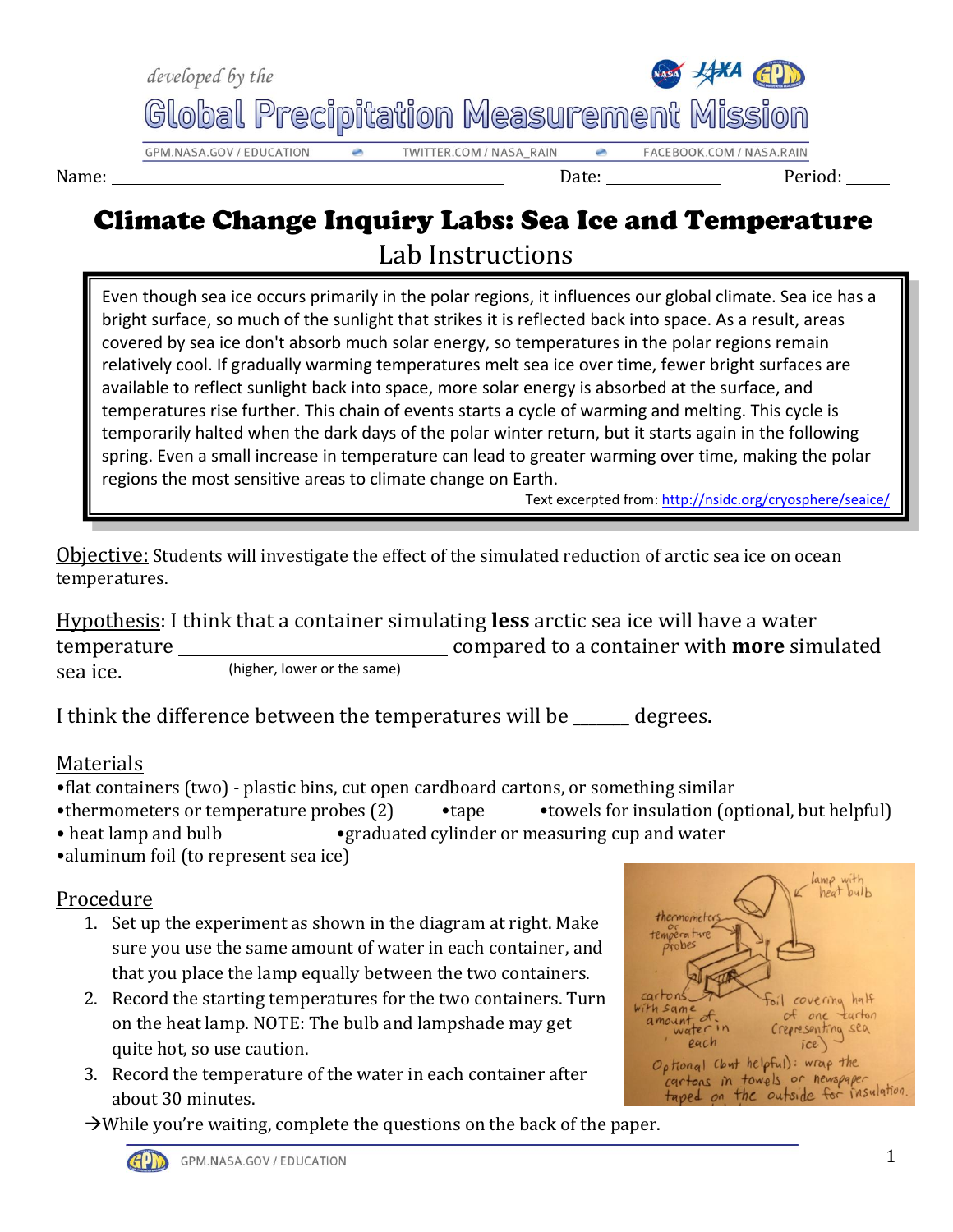developed by the

# Global Precipitation Measurement Mission

GPM.NASA.GOV / EDUCATION • TWITTER.COM / NASA_RAIN • FACEBOOK.COM / NASA.RAIN

Name: ______________________________ Date: ____________ Period: _____

# Climate Change Inquiry Labs: Sea Ice and Temperature

## Lab Instructions

> Even though sea ice occurs primarily in the polar regions, it influences our global climate. Sea ice has a bright surface, so much of the sunlight that strikes it is reflected back into space. As a result, areas covered by sea ice don't absorb much solar energy, so temperatures in the polar regions remain relatively cool. If gradually warming temperatures melt sea ice over time, fewer bright surfaces are available to reflect sunlight back into space, more solar energy is absorbed at the surface, and temperatures rise further. This chain of events starts a cycle of warming and melting. This cycle is temporarily halted when the dark days of the polar winter return, but it starts again in the following spring. Even a small increase in temperature can lead to greater warming over time, making the polar regions the most sensitive areas to climate change on Earth.
>
> Text excerpted from: http://nsidc.org/cryosphere/seaice/

Objective: Students will investigate the effect of the simulated reduction of arctic sea ice on ocean temperatures.

Hypothesis: I think that a container simulating **less** arctic sea ice will have a water temperature ______________________ compared to a container with **more** simulated sea ice.
(higher, lower or the same)

I think the difference between the temperatures will be ______ degrees.

## Materials

- flat containers (two) - plastic bins, cut open cardboard cartons, or something similar
- thermometers or temperature probes (2)
- tape
- towels for insulation (optional, but helpful)
- heat lamp and bulb
- graduated cylinder or measuring cup and water
- aluminum foil (to represent sea ice)

## Procedure

1. Set up the experiment as shown in the diagram at right. Make sure you use the same amount of water in each container, and that you place the lamp equally between the two containers.
2. Record the starting temperatures for the two containers. Turn on the heat lamp. NOTE: The bulb and lampshade may get quite hot, so use caution.
3. Record the temperature of the water in each container after about 30 minutes.

Diagram labels: lamp with heat bulb; thermometers or temperature probes; cartons with same amount of water in each; foil covering half of one carton (representing sea ice); Optional (but helpful): wrap the cartons in towels or newspaper taped on the outside for insulation.

→While you're waiting, complete the questions on the back of the paper.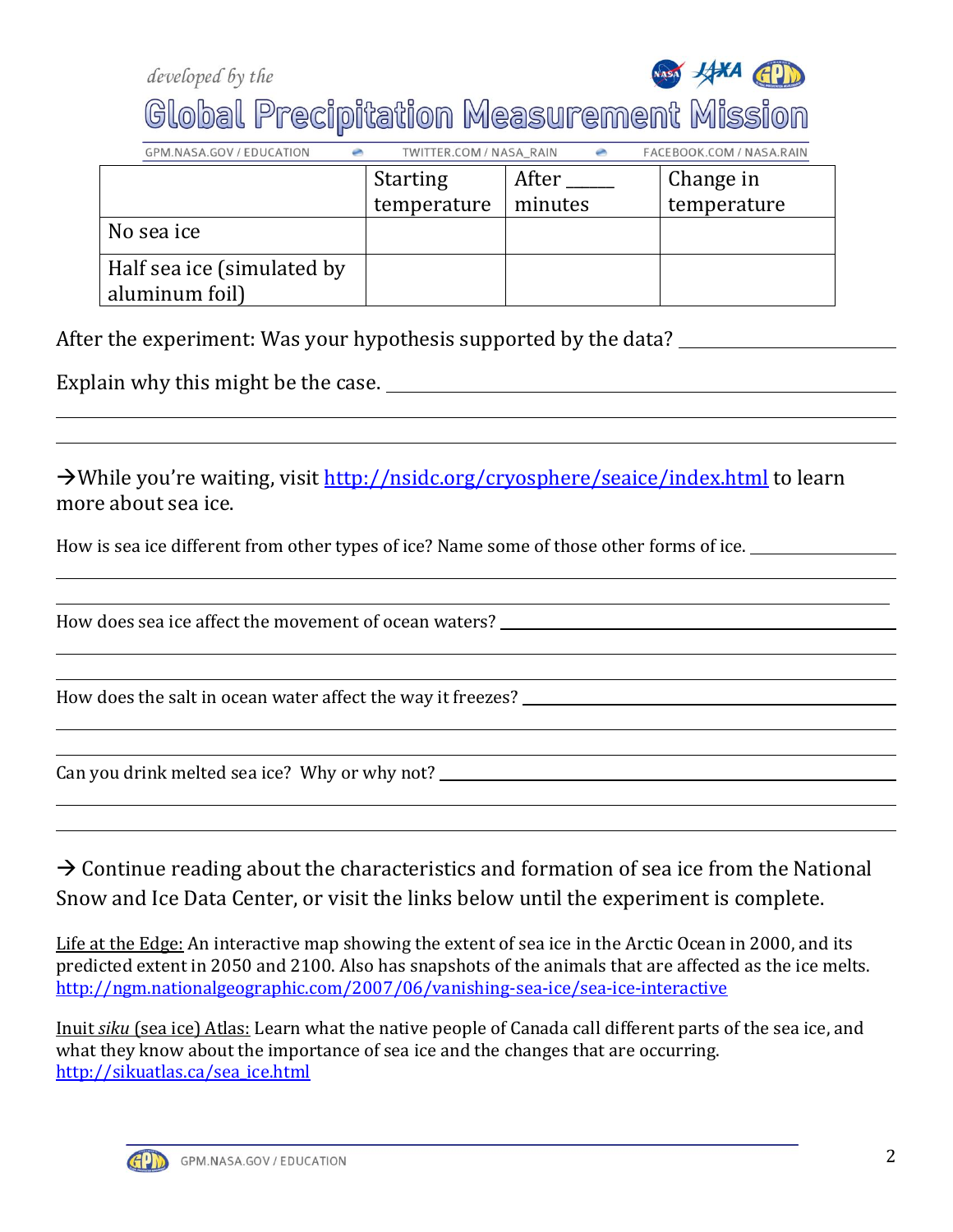| | Starting temperature | After _____ minutes | Change in temperature |
|---|---|---|---|
| No sea ice | | | |
| Half sea ice (simulated by aluminum foil) | | | |

After the experiment: Was your hypothesis supported by the data? ____________________

Explain why this might be the case. ____________________________________________

______________________________________________________________________________

______________________________________________________________________________

→While you're waiting, visit http://nsidc.org/cryosphere/seaice/index.html to learn more about sea ice.

How is sea ice different from other types of ice? Name some of those other forms of ice. ______________

______________________________________________________________________________

______________________________________________________________________________

How does sea ice affect the movement of ocean waters? __________________________________

______________________________________________________________________________

______________________________________________________________________________

How does the salt in ocean water affect the way it freezes? ______________________________

______________________________________________________________________________

______________________________________________________________________________

Can you drink melted sea ice? Why or why not? ________________________________________

______________________________________________________________________________

______________________________________________________________________________

→ Continue reading about the characteristics and formation of sea ice from the National Snow and Ice Data Center, or visit the links below until the experiment is complete.

Life at the Edge: An interactive map showing the extent of sea ice in the Arctic Ocean in 2000, and its predicted extent in 2050 and 2100. Also has snapshots of the animals that are affected as the ice melts. http://ngm.nationalgeographic.com/2007/06/vanishing-sea-ice/sea-ice-interactive

Inuit *siku* (sea ice) Atlas: Learn what the native people of Canada call different parts of the sea ice, and what they know about the importance of sea ice and the changes that are occurring. http://sikuatlas.ca/sea_ice.html